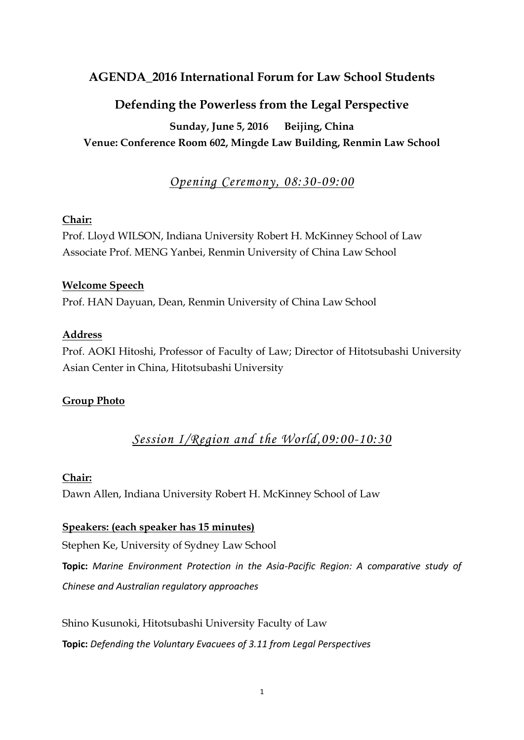# AGENDA_2016 International Forum for Law School Students

## Defending the Powerless from the Legal Perspective

**Sunday, June 5, 2016 Beijing, China**

**Venue: Conference Room 602, Mingde Law Building, Renmin Law School**

## *Opening Ceremony, 08:30-09:00*

**Chair:**

Prof. Lloyd WILSON, Indiana University Robert H. McKinney School of Law
Associate Prof. MENG Yanbei, Renmin University of China Law School

**Welcome Speech**

Prof. HAN Dayuan, Dean, Renmin University of China Law School

**Address**

Prof. AOKI Hitoshi, Professor of Faculty of Law; Director of Hitotsubashi University Asian Center in China, Hitotsubashi University

**Group Photo**

## *Session I/Region and the World,09:00-10:30*

**Chair:**

Dawn Allen, Indiana University Robert H. McKinney School of Law

**Speakers: (each speaker has 15 minutes)**

Stephen Ke, University of Sydney Law School

**Topic:** *Marine Environment Protection in the Asia-Pacific Region: A comparative study of Chinese and Australian regulatory approaches*

Shino Kusunoki, Hitotsubashi University Faculty of Law

**Topic:** *Defending the Voluntary Evacuees of 3.11 from Legal Perspectives*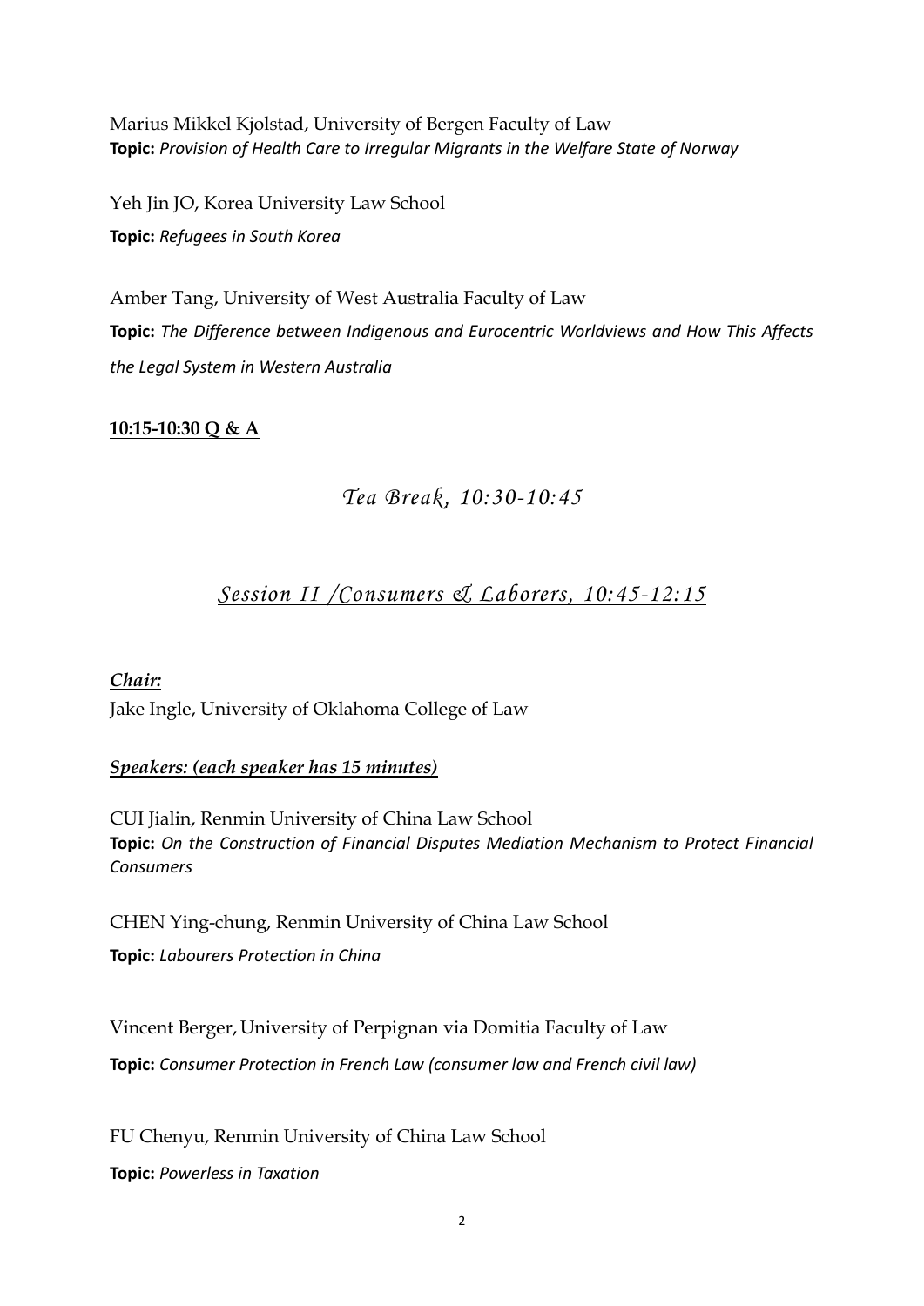Marius Mikkel Kjolstad, University of Bergen Faculty of Law
**Topic:** *Provision of Health Care to Irregular Migrants in the Welfare State of Norway*

Yeh Jin JO, Korea University Law School
**Topic:** *Refugees in South Korea*

Amber Tang, University of West Australia Faculty of Law
**Topic:** *The Difference between Indigenous and Eurocentric Worldviews and How This Affects the Legal System in Western Australia*

**10:15-10:30 Q & A**

## *Tea Break, 10:30-10:45*

## *Session II /Consumers & Laborers, 10:45-12:15*

***Chair:***
Jake Ingle, University of Oklahoma College of Law

***Speakers: (each speaker has 15 minutes)***

CUI Jialin, Renmin University of China Law School
**Topic:** *On the Construction of Financial Disputes Mediation Mechanism to Protect Financial Consumers*

CHEN Ying-chung, Renmin University of China Law School
**Topic:** *Labourers Protection in China*

Vincent Berger, University of Perpignan via Domitia Faculty of Law
**Topic:** *Consumer Protection in French Law (consumer law and French civil law)*

FU Chenyu, Renmin University of China Law School
**Topic:** *Powerless in Taxation*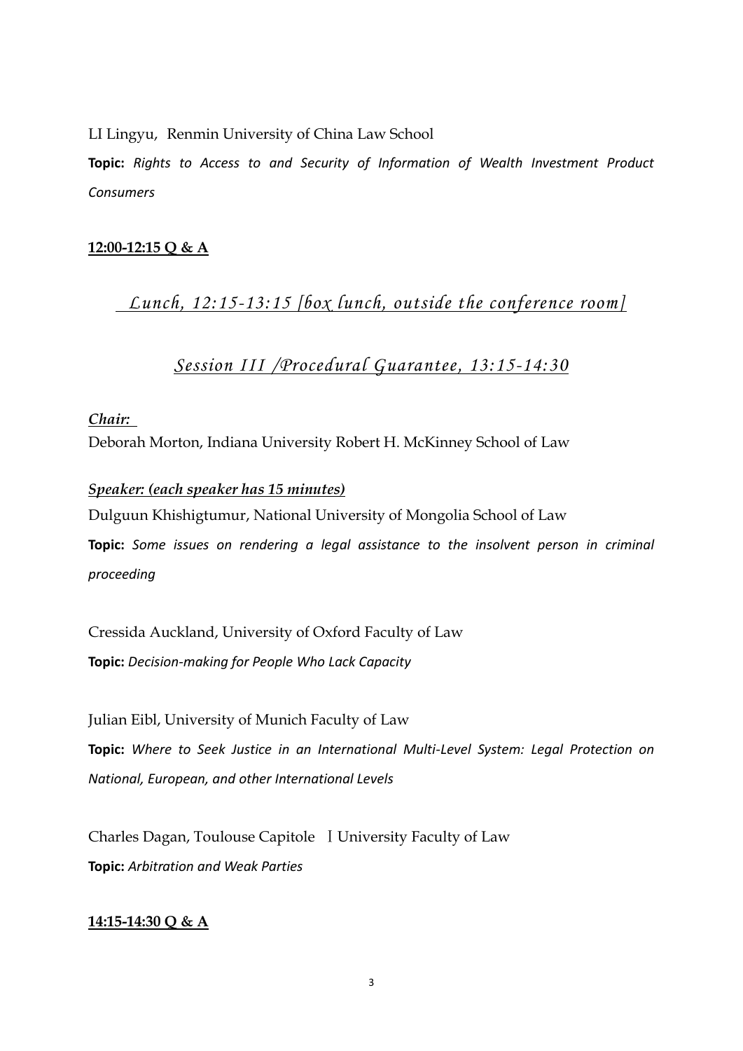LI Lingyu, Renmin University of China Law School

**Topic:** *Rights to Access to and Security of Information of Wealth Investment Product Consumers*

**12:00-12:15 Q & A**

## *Lunch, 12:15-13:15 [box lunch, outside the conference room]*

## *Session III /Procedural Guarantee, 13:15-14:30*

***Chair:***

Deborah Morton, Indiana University Robert H. McKinney School of Law

***Speaker: (each speaker has 15 minutes)***

Dulguun Khishigtumur, National University of Mongolia School of Law

**Topic:** *Some issues on rendering a legal assistance to the insolvent person in criminal proceeding*

Cressida Auckland, University of Oxford Faculty of Law

**Topic:** *Decision-making for People Who Lack Capacity*

Julian Eibl, University of Munich Faculty of Law

**Topic:** *Where to Seek Justice in an International Multi-Level System: Legal Protection on National, European, and other International Levels*

Charles Dagan, Toulouse Capitole Ⅰ University Faculty of Law

**Topic:** *Arbitration and Weak Parties*

**14:15-14:30 Q & A**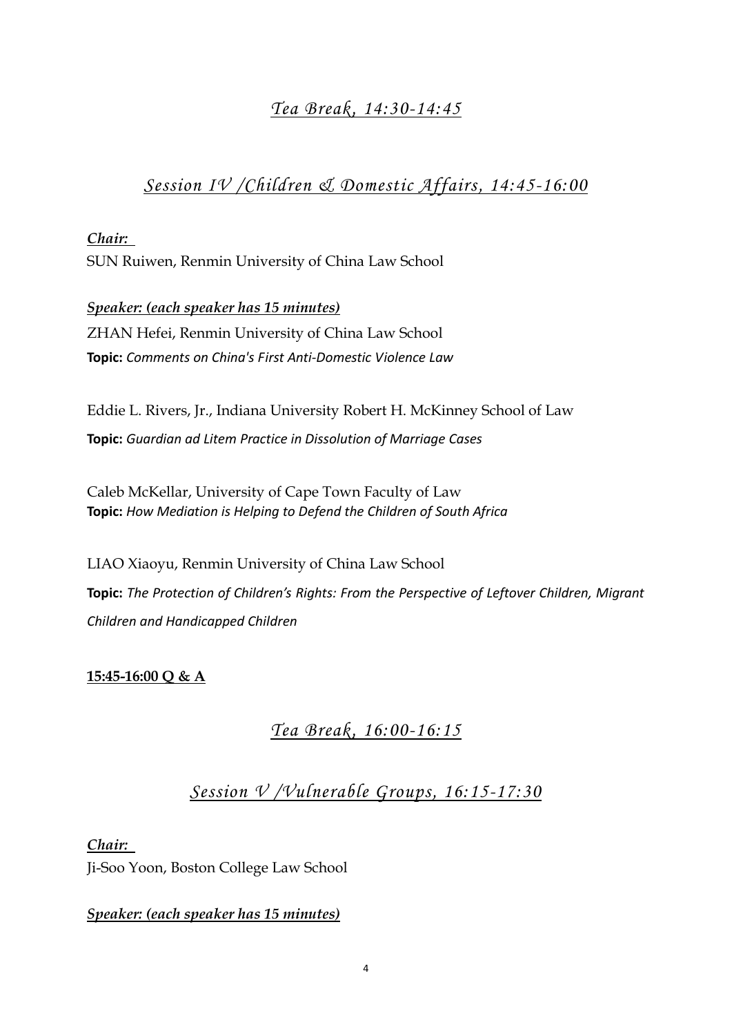## *Tea Break, 14:30-14:45*

## *Session IV /Children & Domestic Affairs, 14:45-16:00*

***Chair:***

SUN Ruiwen, Renmin University of China Law School

***Speaker: (each speaker has 15 minutes)***

ZHAN Hefei, Renmin University of China Law School

**Topic:** *Comments on China's First Anti-Domestic Violence Law*

Eddie L. Rivers, Jr., Indiana University Robert H. McKinney School of Law

**Topic:** *Guardian ad Litem Practice in Dissolution of Marriage Cases*

Caleb McKellar, University of Cape Town Faculty of Law

**Topic:** *How Mediation is Helping to Defend the Children of South Africa*

LIAO Xiaoyu, Renmin University of China Law School

**Topic:** *The Protection of Children's Rights: From the Perspective of Leftover Children, Migrant Children and Handicapped Children*

**15:45-16:00 Q & A**

## *Tea Break, 16:00-16:15*

## *Session V /Vulnerable Groups, 16:15-17:30*

***Chair:***

Ji-Soo Yoon, Boston College Law School

***Speaker: (each speaker has 15 minutes)***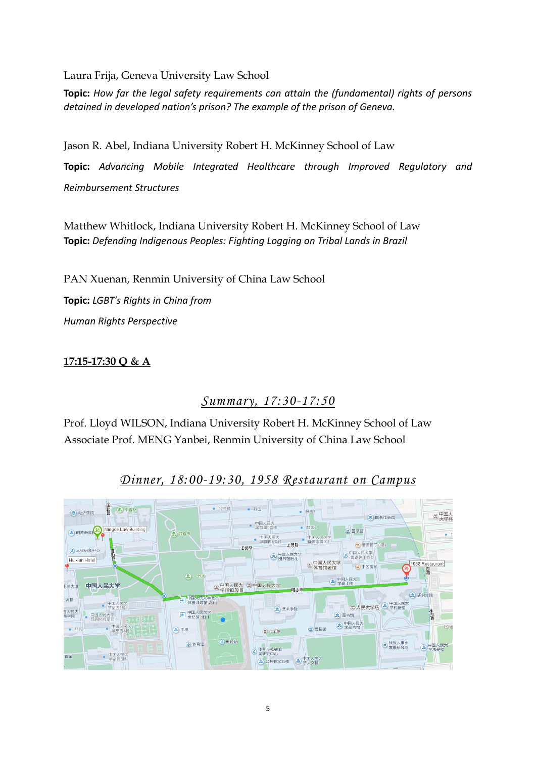Laura Frija, Geneva University Law School

**Topic:** *How far the legal safety requirements can attain the (fundamental) rights of persons detained in developed nation's prison? The example of the prison of Geneva.*

Jason R. Abel, Indiana University Robert H. McKinney School of Law

**Topic:** *Advancing Mobile Integrated Healthcare through Improved Regulatory and Reimbursement Structures*

Matthew Whitlock, Indiana University Robert H. McKinney School of Law

**Topic:** *Defending Indigenous Peoples: Fighting Logging on Tribal Lands in Brazil*

PAN Xuenan, Renmin University of China Law School

**Topic:** *LGBT's Rights in China from Human Rights Perspective*

**<u>17:15-17:30 Q & A</u>**

## *<u>Summary, 17:30-17:50</u>*

Prof. Lloyd WILSON, Indiana University Robert H. McKinney School of Law
Associate Prof. MENG Yanbei, Renmin University of China Law School

## *<u>Dinner, 18:00-19:30, 1958 Restaurant on Campus</u>*

Mingde Law Building

Huixian Hotel

1958 Restaurant

中国人民大学